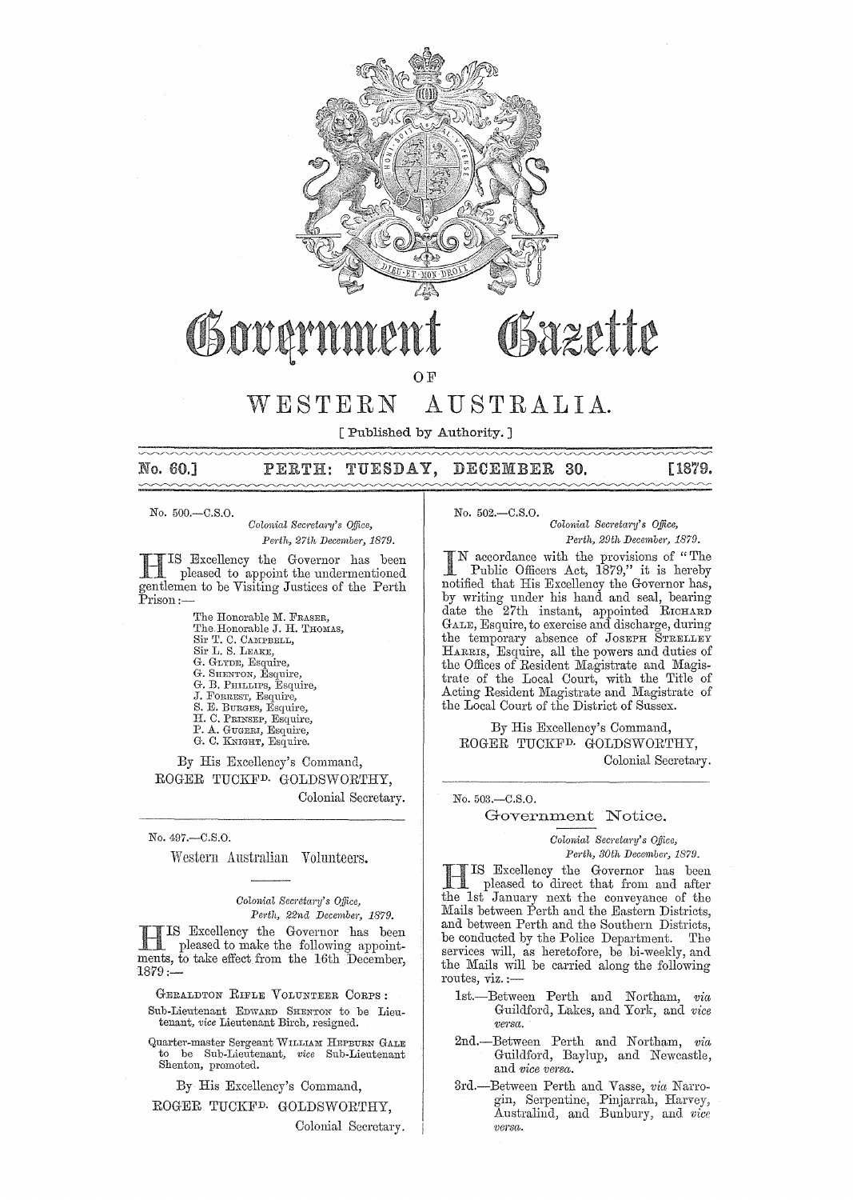# Government Gazette

## OF

# WESTERN AUSTRALIA.

[ Published by Authority. ]

**No. 60.] PERTH: TUESDAY, DECEMBER 30. [1879.**

No. 500.—C.S.O.

*Colonial Secretary's Office,*
*Perth, 27th December, 1879.*

HIS Excellency the Governor has been pleased to appoint the undermentioned gentlemen to be Visiting Justices of the Perth Prison:—

The Honorable M. FRASER,
The Honorable J. H. THOMAS,
Sir T. C. CAMPBELL,
Sir L. S. LEAKE,
G. GLYDE, Esquire,
G. SHENTON, Esquire,
G. B. PHILLIPS, Esquire,
J. FORREST, Esquire,
S. E. BURGES, Esquire,
H. C. PRINSEP, Esquire,
P. A. GUGERI, Esquire,
G. C. KNIGHT, Esquire.

By His Excellency's Command,
ROGER TUCKFD. GOLDSWORTHY,
Colonial Secretary.

---

No. 497.—C.S.O.

## Western Australian Volunteers.

*Colonial Secretary's Office,*
*Perth, 22nd December, 1879.*

HIS Excellency the Governor has been pleased to make the following appointments, to take effect from the 16th December, 1879:—

GERALDTON RIFLE VOLUNTEER CORPS:

Sub-Lieutenant EDWARD SHENTON to be Lieutenant, *vice* Lieutenant Birch, resigned.

Quarter-master Sergeant WILLIAM HEPBURN GALE to be Sub-Lieutenant, *vice* Sub-Lieutenant Shenton, promoted.

By His Excellency's Command,
ROGER TUCKFD. GOLDSWORTHY,
Colonial Secretary.

---

No. 502.—C.S.O.

*Colonial Secretary's Office,*
*Perth, 29th December, 1879.*

IN accordance with the provisions of "The Public Officers Act, 1879," it is hereby notified that His Excellency the Governor has, by writing under his hand and seal, bearing date the 27th instant, appointed RICHARD GALE, Esquire, to exercise and discharge, during the temporary absence of JOSEPH STRELLEY HARRIS, Esquire, all the powers and duties of the Offices of Resident Magistrate and Magistrate of the Local Court, with the Title of Acting Resident Magistrate and Magistrate of the Local Court of the District of Sussex.

By His Excellency's Command,
ROGER TUCKFD. GOLDSWORTHY,
Colonial Secretary.

---

No. 503.—C.S.O.

## Government Notice.

*Colonial Secretary's Office,*
*Perth, 30th December, 1879.*

HIS Excellency the Governor has been pleased to direct that from and after the 1st January next the conveyance of the Mails between Perth and the Eastern Districts, and between Perth and the Southern Districts, be conducted by the Police Department. The services will, as heretofore, be bi-weekly, and the Mails will be carried along the following routes, viz.:—

1st.—Between Perth and Northam, *via* Guildford, Lakes, and York, and *vice versa.*

2nd.—Between Perth and Northam, *via* Guildford, Baylup, and Newcastle, and *vice versa.*

3rd.—Between Perth and Vasse, *via* Narrogin, Serpentine, Pinjarrah, Harvey, Australind, and Bunbury, and *vice versa.*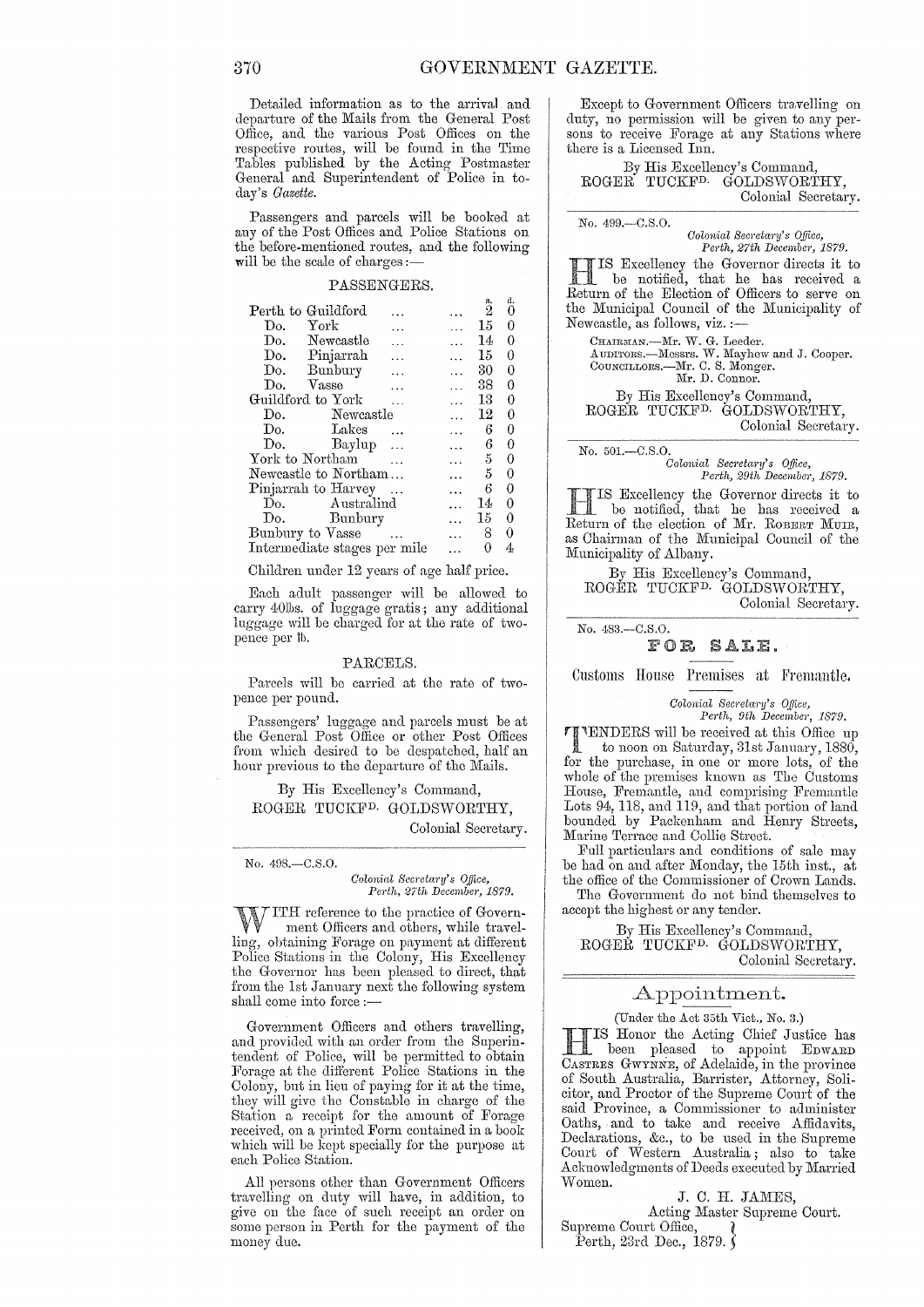Detailed information as to the arrival and departure of the Mails from the General Post Office, and the various Post Offices on the respective routes, will be found in the Time Tables published by the Acting Postmaster General and Superintendent of Police in to-day's *Gazette*.

Passengers and parcels will be booked at any of the Post Offices and Police Stations on the before-mentioned routes, and the following will be the scale of charges:—

PASSENGERS.

| | s. | d. |
|---|---|---|
| Perth to Guildford ... ... | 2 | 0 |
| Do. York ... ... | 15 | 0 |
| Do. Newcastle ... ... | 14 | 0 |
| Do. Pinjarrah ... ... | 15 | 0 |
| Do. Bunbury ... ... | 30 | 0 |
| Do. Vasse ... ... | 38 | 0 |
| Guildford to York ... ... | 13 | 0 |
| Do. Newcastle ... | 12 | 0 |
| Do. Lakes ... ... | 6 | 0 |
| Do. Baylup ... ... | 6 | 0 |
| York to Northam ... ... | 5 | 0 |
| Newcastle to Northam... ... | 5 | 0 |
| Pinjarrah to Harvey ... ... | 6 | 0 |
| Do. Australind ... | 14 | 0 |
| Do. Bunbury ... | 15 | 0 |
| Bunbury to Vasse ... ... | 8 | 0 |
| Intermediate stages per mile ... | 0 | 4 |

Children under 12 years of age half price.

Each adult passenger will be allowed to carry 40lbs. of luggage gratis; any additional luggage will be charged for at the rate of two-pence per lb.

PARCELS.

Parcels will be carried at the rate of two-pence per pound.

Passengers' luggage and parcels must be at the General Post Office or other Post Offices from which desired to be despatched, half an hour previous to the departure of the Mails.

By His Excellency's Command,
ROGER TUCKFD. GOLDSWORTHY,
Colonial Secretary.

---

No. 498.—C.S.O.

*Colonial Secretary's Office,*
*Perth, 27th December, 1879.*

WITH reference to the practice of Government Officers and others, while travelling, obtaining Forage on payment at different Police Stations in the Colony, His Excellency the Governor has been pleased to direct, that from the 1st January next the following system shall come into force:—

Government Officers and others travelling, and provided with an order from the Superintendent of Police, will be permitted to obtain Forage at the different Police Stations in the Colony, but in lieu of paying for it at the time, they will give the Constable in charge of the Station a receipt for the amount of Forage received, on a printed Form contained in a book which will be kept specially for the purpose at each Police Station.

All persons other than Government Officers travelling on duty will have, in addition, to give on the face of such receipt an order on some person in Perth for the payment of the money due.

Except to Government Officers travelling on duty, no permission will be given to any persons to receive Forage at any Stations where there is a Licensed Inn.

By His Excellency's Command,
ROGER TUCKFD. GOLDSWORTHY,
Colonial Secretary.

---

No. 499.—C.S.O.

*Colonial Secretary's Office,*
*Perth, 27th December, 1879.*

HIS Excellency the Governor directs it to be notified, that he has received a Return of the Election of Officers to serve on the Municipal Council of the Municipality of Newcastle, as follows, viz.:—

CHAIRMAN.—Mr. W. G. Leeder.
AUDITORS.—Messrs. W. Mayhew and J. Cooper.
COUNCILLORS.—Mr. C. S. Monger.
Mr. D. Connor.

By His Excellency's Command,
ROGER TUCKFD. GOLDSWORTHY,
Colonial Secretary.

---

No. 501.—C.S.O.

*Colonial Secretary's Office,*
*Perth, 29th December, 1879.*

HIS Excellency the Governor directs it to be notified, that he has received a Return of the election of Mr. ROBERT MUIR, as Chairman of the Municipal Council of the Municipality of Albany.

By His Excellency's Command,
ROGER TUCKFD. GOLDSWORTHY,
Colonial Secretary.

---

No. 483.—C.S.O.

## FOR SALE.

### Customs House Premises at Fremantle.

*Colonial Secretary's Office,*
*Perth, 9th December, 1879.*

TENDERS will be received at this Office up to noon on Saturday, 31st January, 1880, for the purchase, in one or more lots, of the whole of the premises known as The Customs House, Fremantle, and comprising Fremantle Lots 94, 118, and 119, and that portion of land bounded by Packenham and Henry Streets, Marine Terrace and Collie Street.

Full particulars and conditions of sale may be had on and after Monday, the 15th inst., at the office of the Commissioner of Crown Lands.

The Government do not bind themselves to accept the highest or any tender.

By His Excellency's Command,
ROGER TUCKFD. GOLDSWORTHY,
Colonial Secretary.

---

## Appointment.

(Under the Act 35th Vict., No. 3.)

HIS Honor the Acting Chief Justice has been pleased to appoint EDWARD CASTRES GWYNNE, of Adelaide, in the province of South Australia, Barrister, Attorney, Solicitor, and Proctor of the Supreme Court of the said Province, a Commissioner to administer Oaths, and to take and receive Affidavits, Declarations, &c., to be used in the Supreme Court of Western Australia; also to take Acknowledgments of Deeds executed by Married Women.

J. C. H. JAMES,
Acting Master Supreme Court.

Supreme Court Office,
Perth, 23rd Dec., 1879.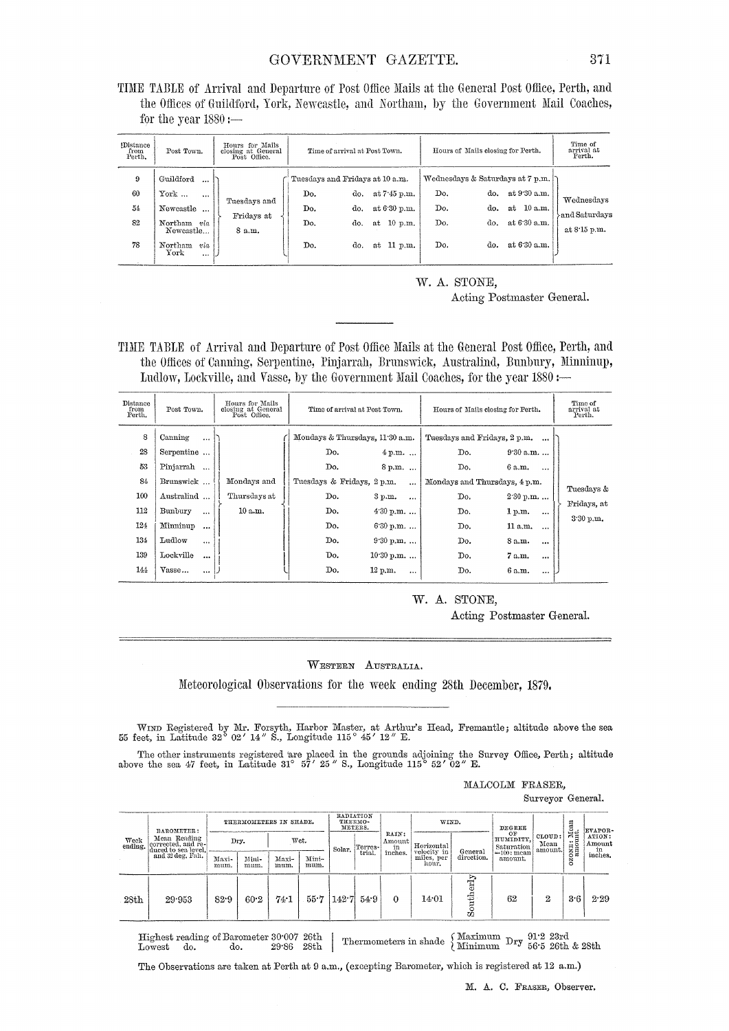TIME TABLE of Arrival and Departure of Post Office Mails at the General Post Office, Perth, and the Offices of Guildford, York, Newcastle, and Northam, by the Government Mail Coaches, for the year 1880:—

| Distance from Perth. | Post Town. | Hours for Mails closing at General Post Office. | Time of arrival at Post Town. | Hours of Mails closing for Perth. | Time of arrival at Perth. |
|---|---|---|---|---|---|
| 9 | Guildford ... | Tuesdays and Fridays at 8 a.m. | Tuesdays and Fridays at 10 a.m. | Wednesdays & Saturdays at 7 p.m. | Wednesdays and Saturdays at 8·15 p.m. |
| 60 | York ... ... | | Do. do. at 7·45 p.m. | Do. do. at 9·30 a.m. | |
| 54 | Newcastle ... | | Do. do. at 6·30 p.m. | Do. do. at 10 a.m. | |
| 82 | Northam *via* Newcastle... | | Do. do. at 10 p.m. | Do. do. at 6·30 a.m. | |
| 78 | Northam *via* York ... | | Do. do. at 11 p.m. | Do. do. at 6·30 a.m. | |

W. A. STONE,
Acting Postmaster General.

---

TIME TABLE of Arrival and Departure of Post Office Mails at the General Post Office, Perth, and the Offices of Canning, Serpentine, Pinjarrah, Brunswick, Australind, Bunbury, Minninup, Ludlow, Lockville, and Vasse, by the Government Mail Coaches, for the year 1880:—

| Distance from Perth. | Post Town. | Hours for Mails closing at General Post Office. | Time of arrival at Post Town. | Hours of Mails closing for Perth. | Time of arrival at Perth. |
|---|---|---|---|---|---|
| 8 | Canning ... | Mondays and Thursdays at 10 a.m. | Mondays & Thursdays, 11·30 a.m. | Tuesdays and Fridays, 2 p.m. ... | Tuesdays & Fridays, at 3·30 p.m. |
| 28 | Serpentine ... | | Do. 4 p.m. ... | Do. 9·30 a.m. ... | |
| 53 | Pinjarrah ... | | Do. 8 p.m. ... | Do. 6 a.m. ... | |
| 84 | Brunswick ... | | Tuesdays & Fridays, 2 p.m. ... | Mondays and Thursdays, 4 p.m. | |
| 100 | Australind ... | | Do. 3 p.m. ... | Do. 2·30 p.m. ... | |
| 112 | Bunbury ... | | Do. 4·30 p.m. ... | Do. 1 p.m. ... | |
| 124 | Minninup ... | | Do. 6·30 p.m. ... | Do. 11 a.m. ... | |
| 134 | Ludlow ... | | Do. 9·30 p.m. ... | Do. 8 a.m. ... | |
| 139 | Lockville ... | | Do. 10·30 p.m. ... | Do. 7 a.m. ... | |
| 144 | Vasse... ... | | Do. 12 p.m. ... | Do. 6 a.m. ... | |

W. A. STONE,
Acting Postmaster General.

---

## Western Australia.

## Meteorological Observations for the week ending 28th December, 1879.

Wind Registered by Mr. Forsyth, Harbor Master, at Arthur's Head, Fremantle; altitude above the sea 55 feet, in Latitude 32° 02′ 14″ S., Longitude 115° 45′ 12″ E.

The other instruments registered are placed in the grounds adjoining the Survey Office, Perth; altitude above the sea 47 feet, in Latitude 31° 57′ 25″ S., Longitude 115° 52′ 02″ E.

MALCOLM FRASER,
Surveyor General.

| Week ending. | Barometer: Mean Reading corrected, and reduced to sea level, and 32 deg. Fah. | Thermometers in Shade. | | | | Radiation Thermometers. | | Rain: Amount in inches. | Wind. | | Degree of Humidity, Saturation =100: mean amount. | Cloud: Mean amount. | Ozone: Mean amount. | Evaporation: Amount in inches. |
|---|---|---|---|---|---|---|---|---|---|---|---|---|---|---|
| | | Dry. | | Wet. | | Solar. | Terrestrial. | | Horizontal velocity in miles, per hour. | General direction. | | | | |
| | | Maximum. | Minimum. | Maximum. | Minimum. | | | | | | | | | |
| 28th | 29·953 | 82·9 | 60·2 | 74·1 | 55·7 | 142·7 | 54·9 | 0 | 14·01 | Southerly | 62 | 2 | 3·6 | 2·29 |

Highest reading of Barometer 30·007 26th
Lowest do. do. 29·86 28th

Thermometers in shade { Maximum Dry 91·2 23rd; Minimum Dry 56·5 26th & 28th }

The Observations are taken at Perth at 9 a.m., (excepting Barometer, which is registered at 12 a.m.)

M. A. C. Fraser, Observer.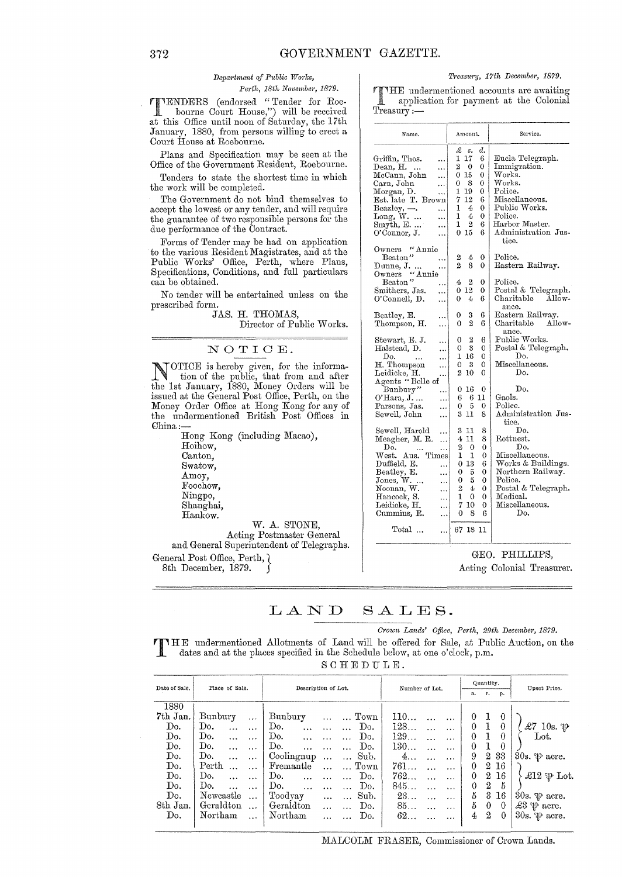*Department of Public Works,*
*Perth, 18th November, 1879.*

TENDERS (endorsed "Tender for Roebourne Court House,") will be received at this Office until noon of Saturday, the 17th January, 1880, from persons willing to erect a Court House at Roebourne.

Plans and Specification may be seen at the Office of the Government Resident, Roebourne.

Tenders to state the shortest time in which the work will be completed.

The Government do not bind themselves to accept the lowest or any tender, and will require the guarantee of two responsible persons for the due performance of the Contract.

Forms of Tender may be had on application to the various Resident Magistrates, and at the Public Works' Office, Perth, where Plans, Specifications, Conditions, and full particulars can be obtained.

No tender will be entertained unless on the prescribed form.

JAS. H. THOMAS,
Director of Public Works.

## NOTICE.

NOTICE is hereby given, for the information of the public, that from and after the 1st January, 1880, Money Orders will be issued at the General Post Office, Perth, on the Money Order Office at Hong Kong for any of the undermentioned British Post Offices in China:—

- Hong Kong (including Macao),
- Hoihow,
- Canton,
- Swatow,
- Amoy,
- Foochow,
- Ningpo,
- Shanghai,
- Hankow.

W. A. STONE,
Acting Postmaster General
and General Superintendent of Telegraphs.

General Post Office, Perth,
8th December, 1879.

*Treasury, 17th December, 1879.*

THE undermentioned accounts are awaiting application for payment at the Colonial Treasury:—

| Name. | Amount. £ s. d. | Service. |
|---|---|---|
| Griffin, Thos. ... | 1 17 6 | Eucla Telegraph. |
| Dean, H. ... ... | 2 0 0 | Immigration. |
| McCann, John ... | 0 15 0 | Works. |
| Carn, John ... | 0 8 0 | Works. |
| Morgan, D. ... | 1 19 0 | Police. |
| Est. late T. Brown | 7 12 6 | Miscellaneous. |
| Beazley, —. ... | 1 4 0 | Public Works. |
| Long, W. ... ... | 1 4 0 | Police. |
| Smyth, E. ... ... | 1 2 6 | Harbor Master. |
| O'Connor, J. ... | 0 15 6 | Administration Justice. |
| Owners "Annie Beaton" ... | 2 4 0 | Police. |
| Dunne, J. ... ... | 2 8 0 | Eastern Railway. |
| Owners "Annie Beaton" ... | 4 2 0 | Police. |
| Smithers, Jas. ... | 0 12 0 | Postal & Telegraph. |
| O'Connell, D. ... | 0 4 6 | Charitable Allowance. |
| Beatley, E. ... | 0 3 6 | Eastern Railway. |
| Thompson, H. ... | 0 2 6 | Charitable Allowance. |
| Stewart, E. J. ... | 0 2 6 | Public Works. |
| Halstead, D. ... | 0 3 0 | Postal & Telegraph. |
| Do. ... ... | 1 16 0 | Do. |
| H. Thompson ... | 0 3 0 | Miscellaneous. |
| Leidicke, H. ... | 2 10 0 | Do. |
| Agents "Belle of Bunbury" ... | 0 16 0 | Do. |
| O'Hara, J. ... ... | 6 6 11 | Gaols. |
| Parsons, Jas. ... | 0 5 0 | Police. |
| Sewell, John ... | 3 11 8 | Administration Justice. |
| Sewell, Harold ... | 3 11 8 | Do. |
| Meagher, M. R. ... | 4 11 8 | Rottnest. |
| Do. ... ... | 2 0 0 | Do. |
| West. Aus. Times | 1 1 0 | Miscellaneous. |
| Duffield, E. ... | 0 13 6 | Works & Buildings. |
| Beatley, E. ... | 0 5 0 | Northern Railway. |
| Jones, W. ... ... | 0 5 0 | Police. |
| Noonan, W. ... | 2 4 0 | Postal & Telegraph. |
| Hancock, S. ... | 1 0 0 | Medical. |
| Leidicke, H. ... | 7 10 0 | Miscellaneous. |
| Cummins, R. ... | 0 8 6 | Do. |
| Total ... ... | 67 18 11 | |

GEO. PHILLIPS,
Acting Colonial Treasurer.

## LAND SALES.

*Crown Lands' Office, Perth, 29th December, 1879.*

THE undermentioned Allotments of Land will be offered for Sale, at Public Auction, on the dates and at the places specified in the Schedule below, at one o'clock, p.m.

SCHEDULE.

| Date of Sale. | Place of Sale. | Description of Lot. | Number of Lot. | Quantity. a. | r. | p. | Upset Price. |
|---|---|---|---|---|---|---|---|
| 1880 | | | | | | | |
| 7th Jan. | Bunbury ... | Bunbury ... ... Town | 110... | 0 | 1 | 0 | £7 10s. ℔ Lot. |
| Do. | Do. | Do. ... Do. | 128... | 0 | 1 | 0 | |
| Do. | Do. | Do. ... Do. | 129... | 0 | 1 | 0 | |
| Do. | Do. | Do. ... Do. | 130... | 0 | 1 | 0 | |
| Do. | Do. | Coolingnup ... Sub. | 4... | 9 | 2 | 33 | 30s. ℔ acre. |
| Do. | Perth ... | Fremantle ... Town | 761... | 0 | 2 | 16 | £12 ℔ Lot. |
| Do. | Do. | Do. ... Do. | 762... | 0 | 2 | 16 | |
| Do. | Do. | Do. ... Do. | 845... | 0 | 2 | 5 | |
| Do. | Newcastle ... | Toodyay ... Sub. | 23... | 5 | 3 | 16 | 30s. ℔ acre. |
| 8th Jan. | Geraldton ... | Geraldton ... Do. | 85... | 5 | 0 | 0 | £3 ℔ acre. |
| Do. | Northam ... | Northam ... Do. | 62... | 4 | 2 | 0 | 30s. ℔ acre. |

MALCOLM FRASER, Commissioner of Crown Lands.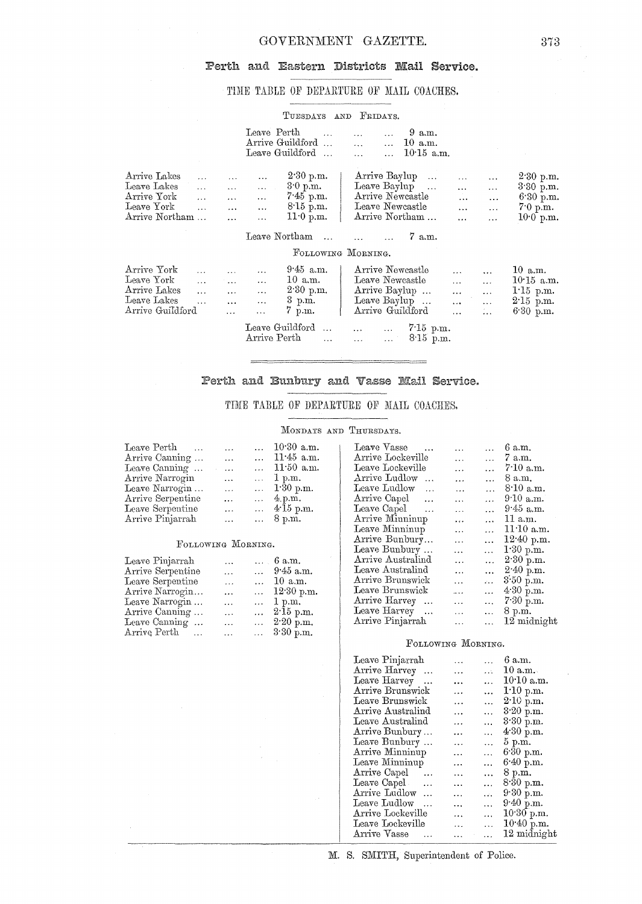## Perth and Eastern Districts Mail Service.

### TIME TABLE OF DEPARTURE OF MAIL COACHES.

TUESDAYS AND FRIDAYS.

| | |
|---|---|
| Leave Perth ... ... ... | 9 a.m. |
| Arrive Guildford ... ... ... | 10 a.m. |
| Leave Guildford ... ... ... | 10·15 a.m. |

| | | | |
|---|---|---|---|
| Arrive Lakes ... ... ... | 2·30 p.m. | Arrive Baylup ... ... ... | 2·30 p.m. |
| Leave Lakes ... ... ... | 3·0 p.m. | Leave Baylup ... ... ... | 3·30 p.m. |
| Arrive York ... ... ... | 7·45 p.m. | Arrive Newcastle ... ... | 6·30 p.m. |
| Leave York ... ... ... | 8·15 p.m. | Leave Newcastle ... ... | 7·0 p.m. |
| Arrive Northam ... ... ... | 11·0 p.m. | Arrive Northam ... ... ... | 10·0 p.m. |

| | |
|---|---|
| Leave Northam ... ... ... | 7 a.m. |

FOLLOWING MORNING.

| | | | |
|---|---|---|---|
| Arrive York ... ... ... | 9·45 a.m. | Arrive Newcastle ... ... | 10 a.m. |
| Leave York ... ... ... | 10 a.m. | Leave Newcastle ... ... | 10·15 a.m. |
| Arrive Lakes ... ... ... | 2·30 p.m. | Arrive Baylup ... ... ... | 1·15 p.m. |
| Leave Lakes ... ... ... | 3 p.m. | Leave Baylup ... ... ... | 2·15 p.m. |
| Arrive Guildford ... ... | 7 p.m. | Arrive Guildford ... ... | 6·30 p.m. |

| | |
|---|---|
| Leave Guildford ... ... ... | 7·15 p.m. |
| Arrive Perth ... ... ... | 8·15 p.m. |

---

## Perth and Bunbury and Vasse Mail Service.

### TIME TABLE OF DEPARTURE OF MAIL COACHES.

MONDAYS AND THURSDAYS.

| | |
|---|---|
| Leave Perth ... ... ... | 10·30 a.m. |
| Arrive Canning ... ... ... | 11·45 a.m. |
| Leave Canning ... ... ... | 11·50 a.m. |
| Arrive Narrogin ... ... ... | 1 p.m. |
| Leave Narrogin ... ... ... | 1·30 p.m. |
| Arrive Serpentine ... ... ... | 4 p.m. |
| Leave Serpentine ... ... ... | 4·15 p.m. |
| Arrive Pinjarrah ... ... ... | 8 p.m. |

FOLLOWING MORNING.

| | |
|---|---|
| Leave Pinjarrah ... ... ... | 6 a.m. |
| Arrive Serpentine ... ... ... | 9·45 a.m. |
| Leave Serpentine ... ... ... | 10 a.m. |
| Arrive Narrogin... ... ... | 12·30 p.m. |
| Leave Narrogin ... ... ... | 1 p.m. |
| Arrive Canning ... ... ... | 2·15 p.m. |
| Leave Canning ... ... ... | 2·20 p.m. |
| Arrive Perth ... ... ... | 3·30 p.m. |

| | |
|---|---|
| Leave Vasse ... ... ... | 6 a.m. |
| Arrive Lockeville ... ... ... | 7 a.m. |
| Leave Lockeville ... ... ... | 7·10 a.m. |
| Arrive Ludlow ... ... ... | 8 a.m. |
| Leave Ludlow ... ... ... | 8·10 a.m. |
| Arrive Capel ... ... ... | 9·10 a.m. |
| Leave Capel ... ... ... | 9·45 a.m. |
| Arrive Minninup ... ... ... | 11 a.m. |
| Leave Minninup ... ... ... | 11·10 a.m. |
| Arrive Bunbury... ... ... | 12·40 p.m. |
| Leave Bunbury ... ... ... | 1·30 p.m. |
| Arrive Australind ... ... ... | 2·30 p.m. |
| Leave Australind ... ... ... | 2·40 p.m. |
| Arrive Brunswick ... ... ... | 3·50 p.m. |
| Leave Brunswick ... ... ... | 4·30 p.m. |
| Arrive Harvey ... ... ... | 7·30 p.m. |
| Leave Harvey ... ... ... | 8 p.m. |
| Arrive Pinjarrah ... ... ... | 12 midnight |

FOLLOWING MORNING.

| | |
|---|---|
| Leave Pinjarrah ... ... ... | 6 a.m. |
| Arrive Harvey ... ... ... | 10 a.m. |
| Leave Harvey ... ... ... | 10·10 a.m. |
| Arrive Brunswick ... ... ... | 1·10 p.m. |
| Leave Brunswick ... ... ... | 2·10 p.m. |
| Arrive Australind ... ... ... | 3·20 p.m. |
| Leave Australind ... ... ... | 3·30 p.m. |
| Arrive Bunbury ... ... ... | 4·30 p.m. |
| Leave Bunbury ... ... ... | 5 p.m. |
| Arrive Minninup ... ... ... | 6·30 p.m. |
| Leave Minninup ... ... ... | 6·40 p.m. |
| Arrive Capel ... ... ... | 8 p.m. |
| Leave Capel ... ... ... | 8·30 p.m. |
| Arrive Ludlow ... ... ... | 9·30 p.m. |
| Leave Ludlow ... ... ... | 9·40 p.m. |
| Arrive Lockeville ... ... ... | 10·30 p.m. |
| Leave Lockeville ... ... ... | 10·40 p.m. |
| Arrive Vasse ... ... ... | 12 midnight |

M. S. SMITH, Superintendent of Police.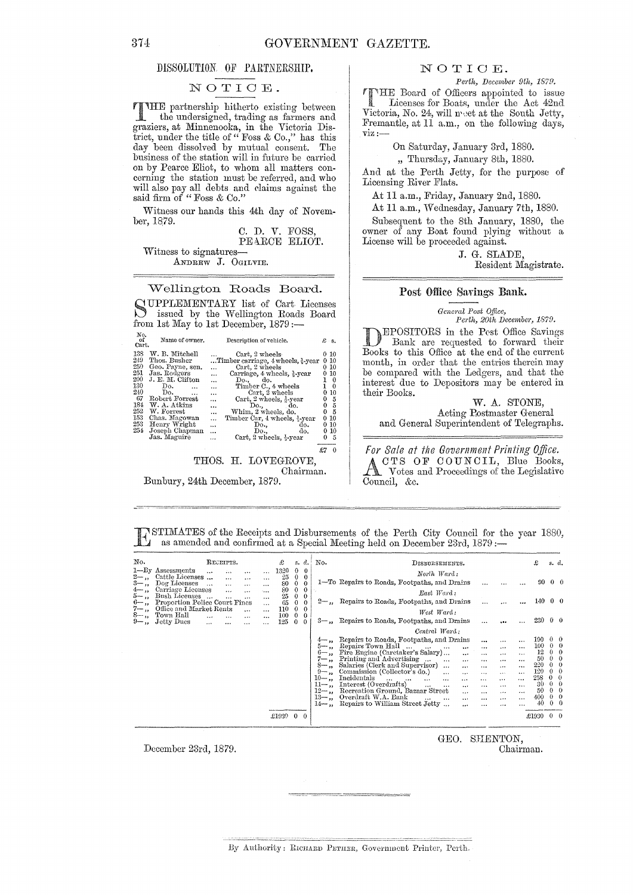## DISSOLUTION OF PARTNERSHIP.

### NOTICE.

THE partnership hitherto existing between the undersigned, trading as farmers and graziers, at Minnenooka, in the Victoria District, under the title of "Foss & Co.," has this day been dissolved by mutual consent. The business of the station will in future be carried on by Pearce Eliot, to whom all matters concerning the station must be referred, and who will also pay all debts and claims against the said firm of "Foss & Co."

Witness our hands this 4th day of November, 1879.

C. D. V. FOSS,
PEARCE ELIOT.

Witness to signatures—
ANDREW J. OGILVIE.

## Wellington Roads Board.

SUPPLEMENTARY list of Cart Licenses issued by the Wellington Roads Board from 1st May to 1st December, 1879:—

| No. of Cart. | Name of owner. | Description of vehicle. | £ | s. |
|---|---|---|---|---|
| 138 | W. B. Mitchell | Cart, 2 wheels | 0 | 10 |
| 249 | Thos. Busher | Timber carriage, 4 wheels, ½-year | 0 | 10 |
| 250 | Geo. Payne, sen. | Cart, 2 wheels | 0 | 10 |
| 251 | Jas. Rodgers | Carriage, 4 wheels, ½-year | 0 | 10 |
| 200 | J. E. M. Clifton | Do., do. | 1 | 0 |
| 130 | Do. | Timber C., 4 wheels | 1 | 0 |
| 240 | Do. | Cart, 2 wheels | 0 | 10 |
| 67 | Robert Forrest | Cart, 2 wheels, ½-year | 0 | 5 |
| 184 | W. A. Atkins | Do., do. | 0 | 5 |
| 252 | W. Forrest | Whim, 2 wheels, do. | 0 | 5 |
| 153 | Chas. Magowan | Timber Car, 4 wheels, ½-year | 0 | 10 |
| 253 | Henry Wright | Do., do. | 0 | 10 |
| 254 | Joseph Chapman | Do., do. | 0 | 10 |
| | Jas. Maguire | Cart, 2 wheels, ½-year | 0 | 5 |
| | | | £7 | 0 |

THOS. H. LOVEGROVE,
Chairman.

Bunbury, 24th December, 1879.

### NOTICE.

*Perth, December 9th, 1879.*

THE Board of Officers appointed to issue Licenses for Boats, under the Act 42nd Victoria, No. 24, will meet at the South Jetty, Fremantle, at 11 a.m., on the following days, viz:—

On Saturday, January 3rd, 1880.
" Thursday, January 8th, 1880.

And at the Perth Jetty, for the purpose of Licensing River Flats.

At 11 a.m., Friday, January 2nd, 1880.

At 11 a.m., Wednesday, January 7th, 1880.

Subsequent to the 8th January, 1880, the owner of any Boat found plying without a License will be proceeded against.

J. G. SLADE,
Resident Magistrate.

## Post Office Savings Bank.

*General Post Office,*
*Perth, 20th December, 1879.*

DEPOSITORS in the Post Office Savings Bank are requested to forward their Books to this Office at the end of the current month, in order that the entries therein may be compared with the Ledgers, and that the interest due to Depositors may be entered in their Books.

W. A. STONE,
Acting Postmaster General
and General Superintendent of Telegraphs.

*For Sale at the Government Printing Office.*

ACTS OF COUNCIL, Blue Books, Votes and Proceedings of the Legislative Council, &c.

ESTIMATES of the Receipts and Disbursements of the Perth City Council for the year 1880, as amended and confirmed at a Special Meeting held on December 23rd, 1879:—

| No. | Receipts. | £ | s. | d. |
|---|---|---|---|---|
| 1—By | Assessments | 1320 | 0 | 0 |
| 2—„ | Cattle Licenses | 25 | 0 | 0 |
| 3—„ | Dog Licenses | 80 | 0 | 0 |
| 4—„ | Carriage Licenses | 80 | 0 | 0 |
| 5—„ | Bush Licenses | 25 | 0 | 0 |
| 6—„ | Proportion Police Court Fines | 65 | 0 | 0 |
| 7—„ | Office and Market Rents | 110 | 0 | 0 |
| 8—„ | Town Hall | 100 | 0 | 0 |
| 9—„ | Jetty Dues | 125 | 0 | 0 |
| | | £1930 | 0 | 0 |

| No. | Disbursements. | £ | s. | d. |
|---|---|---|---|---|
| | *North Ward:* | | | |
| 1—To | Repairs to Roads, Footpaths, and Drains | 90 | 0 | 0 |
| | *East Ward:* | | | |
| 2—„ | Repairs to Roads, Footpaths, and Drains | 140 | 0 | 0 |
| | *West Ward:* | | | |
| 3—„ | Repairs to Roads, Footpaths, and Drains | 230 | 0 | 0 |
| | *Central Ward:* | | | |
| 4—„ | Repairs to Roads, Footpaths, and Drains | 190 | 0 | 0 |
| 5—„ | Repairs Town Hall | 100 | 0 | 0 |
| 6—„ | Fire Engine (Caretaker's Salary) | 12 | 0 | 0 |
| 7—„ | Printing and Advertising | 50 | 0 | 0 |
| 8—„ | Salaries (Clerk and Supervisor) | 220 | 0 | 0 |
| 9—„ | Commission (Collector's do.) | 120 | 0 | 0 |
| 10—„ | Incidentals | 258 | 0 | 0 |
| 11—„ | Interest (Overdrafts) | 30 | 0 | 0 |
| 12—„ | Recreation Ground, Bazaar Street | 50 | 0 | 0 |
| 13—„ | Overdraft W.A. Bank | 400 | 0 | 0 |
| 14—„ | Repairs to William Street Jetty | 40 | 0 | 0 |
| | | £1930 | 0 | 0 |

December 23rd, 1879.

GEO. SHENTON,
Chairman.

By Authority: RICHARD PETHER, Government Printer, Perth.